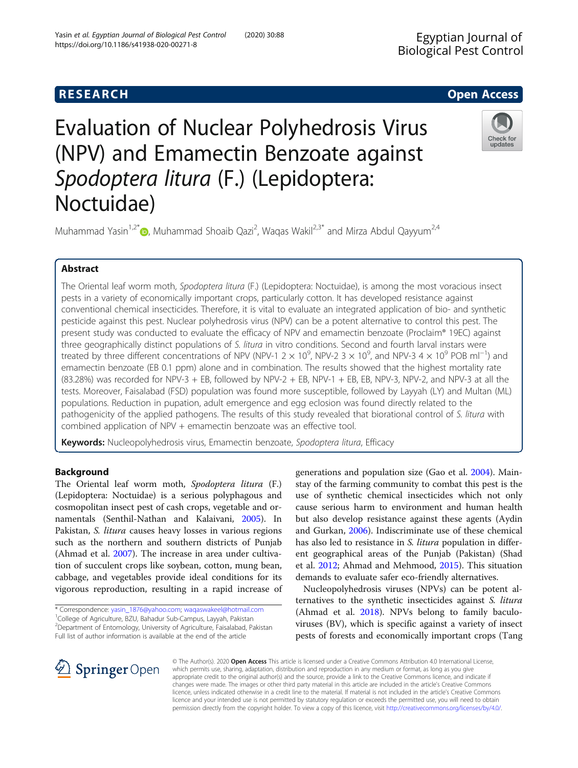RESEARCH Open Access

# Evaluation of Nuclear Polyhedrosis Virus (NPV) and Emamectin Benzoate against *Spodoptera litura* (F.) (Lepidoptera: Noctuidae)

Muhammad Yasin[1,2*], Muhammad Shoaib Qazi[2], Waqas Wakil[2,3*] and Mirza Abdul Qayyum[2,4]

## Abstract

The Oriental leaf worm moth, *Spodoptera litura* (F.) (Lepidoptera: Noctuidae), is among the most voracious insect pests in a variety of economically important crops, particularly cotton. It has developed resistance against conventional chemical insecticides. Therefore, it is vital to evaluate an integrated application of bio- and synthetic pesticide against this pest. Nuclear polyhedrosis virus (NPV) can be a potent alternative to control this pest. The present study was conducted to evaluate the efficacy of NPV and emamectin benzoate (Proclaim® 19EC) against three geographically distinct populations of *S. litura* in vitro conditions. Second and fourth larval instars were treated by three different concentrations of NPV (NPV-1 $2 \times 10^9$, NPV-2 $3 \times 10^9$, and NPV-3 $4 \times 10^9$ POB $ml^{-1}$) and emamectin benzoate (EB 0.1 ppm) alone and in combination. The results showed that the highest mortality rate (83.28%) was recorded for NPV-3 + EB, followed by NPV-2 + EB, NPV-1 + EB, EB, NPV-3, NPV-2, and NPV-3 at all the tests. Moreover, Faisalabad (FSD) population was found more susceptible, followed by Layyah (LY) and Multan (ML) populations. Reduction in pupation, adult emergence and egg eclosion was found directly related to the pathogenicity of the applied pathogens. The results of this study revealed that biorational control of *S. litura* with combined application of NPV + emamectin benzoate was an effective tool.

**Keywords:** Nucleopolyhedrosis virus, Emamectin benzoate, *Spodoptera litura*, Efficacy

## Background

The Oriental leaf worm moth, *Spodoptera litura* (F.) (Lepidoptera: Noctuidae) is a serious polyphagous and cosmopolitan insect pest of cash crops, vegetable and ornamentals (Senthil-Nathan and Kalaivani, 2005). In Pakistan, *S. litura* causes heavy losses in various regions such as the northern and southern districts of Punjab (Ahmad et al. 2007). The increase in area under cultivation of succulent crops like soybean, cotton, mung bean, cabbage, and vegetables provide ideal conditions for its vigorous reproduction, resulting in a rapid increase of generations and population size (Gao et al. 2004). Mainstay of the farming community to combat this pest is the use of synthetic chemical insecticides which not only cause serious harm to environment and human health but also develop resistance against these agents (Aydin and Gurkan, 2006). Indiscriminate use of these chemical has also led to resistance in *S. litura* population in different geographical areas of the Punjab (Pakistan) (Shad et al. 2012; Ahmad and Mehmood, 2015). This situation demands to evaluate safer eco-friendly alternatives.

Nucleopolyhedrosis viruses (NPVs) can be potent alternatives to the synthetic insecticides against *S. litura* (Ahmad et al. 2018). NPVs belong to family baculoviruses (BV), which is specific against a variety of insect pests of forests and economically important crops (Tang

* Correspondence: yasin_1876@yahoo.com; waqaswakeel@hotmail.com
[1]College of Agriculture, BZU, Bahadur Sub-Campus, Layyah, Pakistan
[2]Department of Entomology, University of Agriculture, Faisalabad, Pakistan
Full list of author information is available at the end of the article

© The Author(s). 2020 **Open Access** This article is licensed under a Creative Commons Attribution 4.0 International License, which permits use, sharing, adaptation, distribution and reproduction in any medium or format, as long as you give appropriate credit to the original author(s) and the source, provide a link to the Creative Commons licence, and indicate if changes were made. The images or other third party material in this article are included in the article's Creative Commons licence, unless indicated otherwise in a credit line to the material. If material is not included in the article's Creative Commons licence and your intended use is not permitted by statutory regulation or exceeds the permitted use, you will need to obtain permission directly from the copyright holder. To view a copy of this licence, visit http://creativecommons.org/licenses/by/4.0/.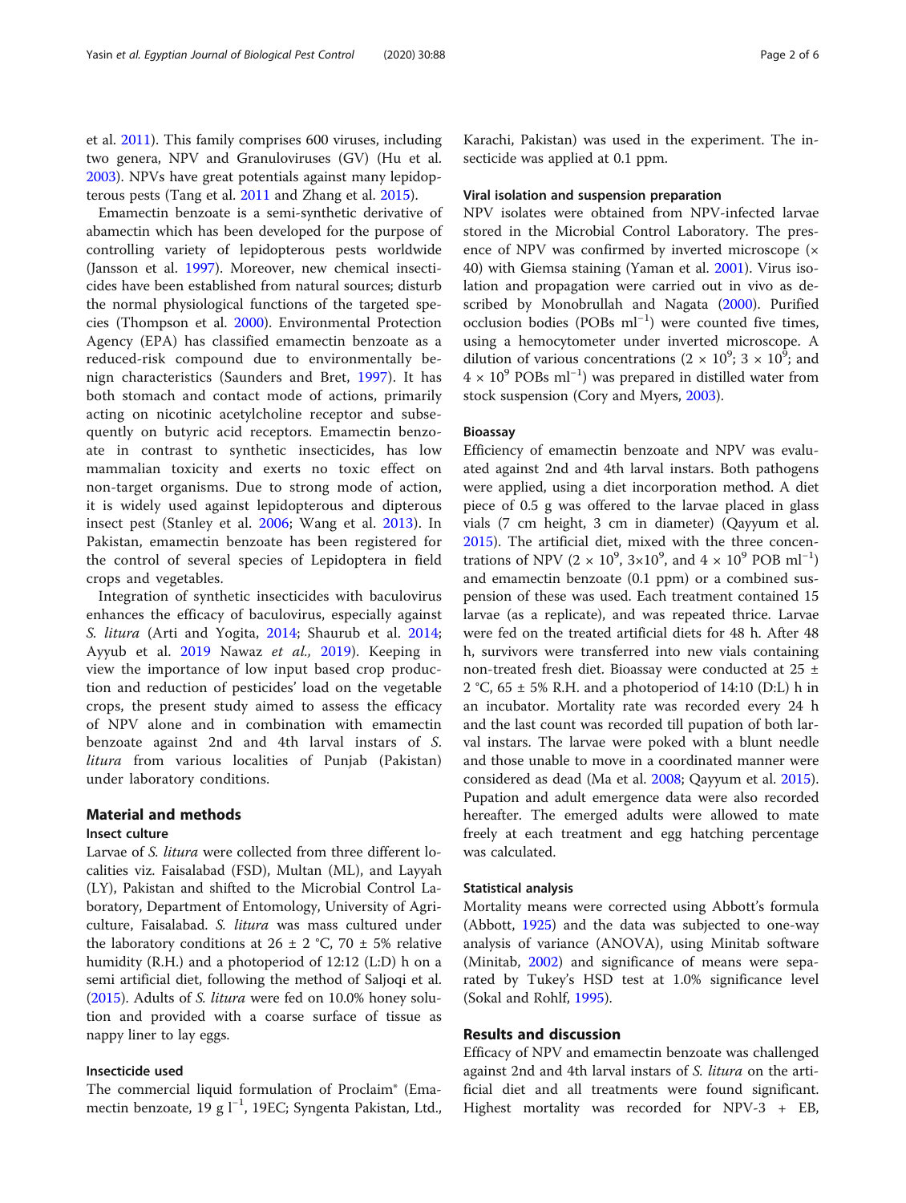et al. 2011). This family comprises 600 viruses, including two genera, NPV and Granuloviruses (GV) (Hu et al. 2003). NPVs have great potentials against many lepidopterous pests (Tang et al. 2011 and Zhang et al. 2015).

Emamectin benzoate is a semi-synthetic derivative of abamectin which has been developed for the purpose of controlling variety of lepidopterous pests worldwide (Jansson et al. 1997). Moreover, new chemical insecticides have been established from natural sources; disturb the normal physiological functions of the targeted species (Thompson et al. 2000). Environmental Protection Agency (EPA) has classified emamectin benzoate as a reduced-risk compound due to environmentally benign characteristics (Saunders and Bret, 1997). It has both stomach and contact mode of actions, primarily acting on nicotinic acetylcholine receptor and subsequently on butyric acid receptors. Emamectin benzoate in contrast to synthetic insecticides, has low mammalian toxicity and exerts no toxic effect on non-target organisms. Due to strong mode of action, it is widely used against lepidopterous and dipterous insect pest (Stanley et al. 2006; Wang et al. 2013). In Pakistan, emamectin benzoate has been registered for the control of several species of Lepidoptera in field crops and vegetables.

Integration of synthetic insecticides with baculovirus enhances the efficacy of baculovirus, especially against *S. litura* (Arti and Yogita, 2014; Shaurub et al. 2014; Ayyub et al. 2019 Nawaz *et al.,* 2019). Keeping in view the importance of low input based crop production and reduction of pesticides' load on the vegetable crops, the present study aimed to assess the efficacy of NPV alone and in combination with emamectin benzoate against 2nd and 4th larval instars of *S. litura* from various localities of Punjab (Pakistan) under laboratory conditions.

## Material and methods

### Insect culture

Larvae of *S. litura* were collected from three different localities viz. Faisalabad (FSD), Multan (ML), and Layyah (LY), Pakistan and shifted to the Microbial Control Laboratory, Department of Entomology, University of Agriculture, Faisalabad. *S. litura* was mass cultured under the laboratory conditions at 26 ± 2 °C, 70 ± 5% relative humidity (R.H.) and a photoperiod of 12:12 (L:D) h on a semi artificial diet, following the method of Saljoqi et al. (2015). Adults of *S. litura* were fed on 10.0% honey solution and provided with a coarse surface of tissue as nappy liner to lay eggs.

### Insecticide used

The commercial liquid formulation of Proclaim® (Emamectin benzoate, 19 g $l^{-1}$, 19EC; Syngenta Pakistan, Ltd., Karachi, Pakistan) was used in the experiment. The insecticide was applied at 0.1 ppm.

### Viral isolation and suspension preparation

NPV isolates were obtained from NPV-infected larvae stored in the Microbial Control Laboratory. The presence of NPV was confirmed by inverted microscope (× 40) with Giemsa staining (Yaman et al. 2001). Virus isolation and propagation were carried out in vivo as described by Monobrullah and Nagata (2000). Purified occlusion bodies (POBs $ml^{-1}$) were counted five times, using a hemocytometer under inverted microscope. A dilution of various concentrations ($2 \times 10^9$; $3 \times 10^9$; and $4 \times 10^9$ POBs $ml^{-1}$) was prepared in distilled water from stock suspension (Cory and Myers, 2003).

### Bioassay

Efficiency of emamectin benzoate and NPV was evaluated against 2nd and 4th larval instars. Both pathogens were applied, using a diet incorporation method. A diet piece of 0.5 g was offered to the larvae placed in glass vials (7 cm height, 3 cm in diameter) (Qayyum et al. 2015). The artificial diet, mixed with the three concentrations of NPV ($2 \times 10^9$, $3\times10^9$, and $4 \times 10^9$ POB $ml^{-1}$) and emamectin benzoate (0.1 ppm) or a combined suspension of these was used. Each treatment contained 15 larvae (as a replicate), and was repeated thrice. Larvae were fed on the treated artificial diets for 48 h. After 48 h, survivors were transferred into new vials containing non-treated fresh diet. Bioassay were conducted at 25 ± 2 °C, 65 ± 5% R.H. and a photoperiod of 14:10 (D:L) h in an incubator. Mortality rate was recorded every 24 h and the last count was recorded till pupation of both larval instars. The larvae were poked with a blunt needle and those unable to move in a coordinated manner were considered as dead (Ma et al. 2008; Qayyum et al. 2015). Pupation and adult emergence data were also recorded hereafter. The emerged adults were allowed to mate freely at each treatment and egg hatching percentage was calculated.

### Statistical analysis

Mortality means were corrected using Abbott's formula (Abbott, 1925) and the data was subjected to one-way analysis of variance (ANOVA), using Minitab software (Minitab, 2002) and significance of means were separated by Tukey's HSD test at 1.0% significance level (Sokal and Rohlf, 1995).

## Results and discussion

Efficacy of NPV and emamectin benzoate was challenged against 2nd and 4th larval instars of *S. litura* on the artificial diet and all treatments were found significant. Highest mortality was recorded for NPV-3 + EB,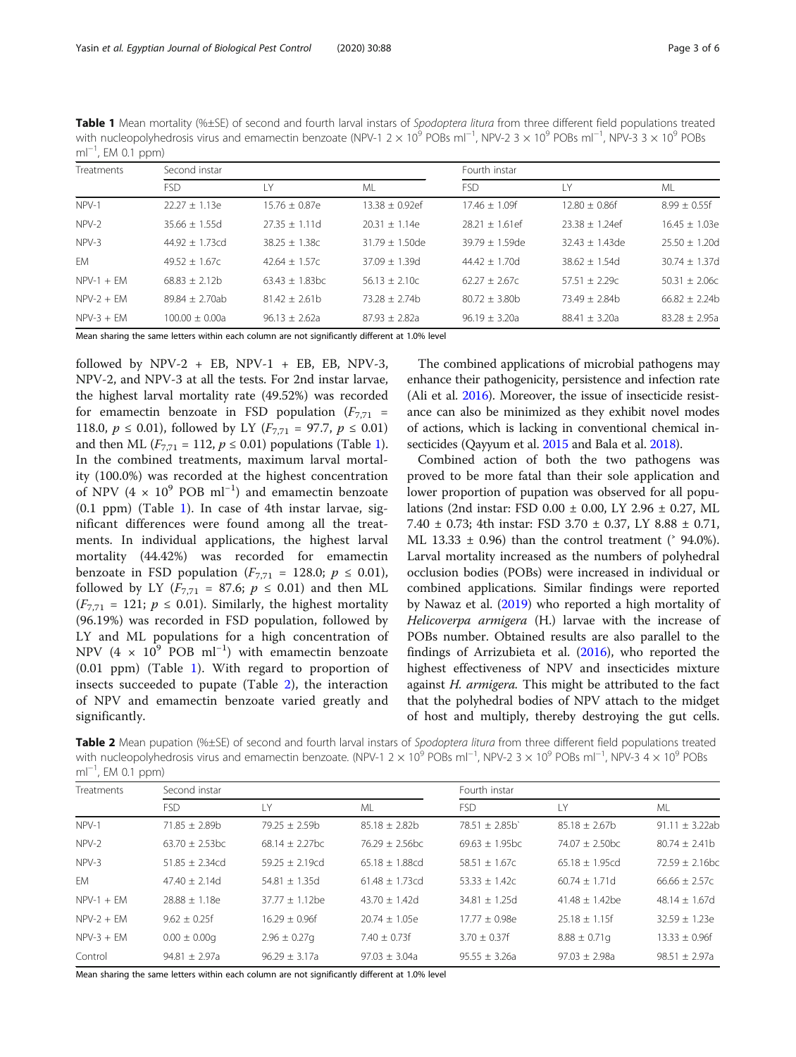**Table 1** Mean mortality (%±SE) of second and fourth larval instars of *Spodoptera litura* from three different field populations treated with nucleopolyhedrosis virus and emamectin benzoate (NPV-1 2 × $10^9$ POBs $ml^{-1}$, NPV-2 3 × $10^9$ POBs $ml^{-1}$, NPV-3 3 × $10^9$ POBs $ml^{-1}$, EM 0.1 ppm)

| Treatments | Second instar | | | Fourth instar | | |
|---|---|---|---|---|---|---|
| | FSD | LY | ML | FSD | LY | ML |
| NPV-1 | 22.27 ± 1.13e | 15.76 ± 0.87e | 13.38 ± 0.92ef | 17.46 ± 1.09f | 12.80 ± 0.86f | 8.99 ± 0.55f |
| NPV-2 | 35.66 ± 1.55d | 27.35 ± 1.11d | 20.31 ± 1.14e | 28.21 ± 1.61ef | 23.38 ± 1.24ef | 16.45 ± 1.03e |
| NPV-3 | 44.92 ± 1.73cd | 38.25 ± 1.38c | 31.79 ± 1.50de | 39.79 ± 1.59de | 32.43 ± 1.43de | 25.50 ± 1.20d |
| EM | 49.52 ± 1.67c | 42.64 ± 1.57c | 37.09 ± 1.39d | 44.42 ± 1.70d | 38.62 ± 1.54d | 30.74 ± 1.37d |
| NPV-1 + EM | 68.83 ± 2.12b | 63.43 ± 1.83bc | 56.13 ± 2.10c | 62.27 ± 2.67c | 57.51 ± 2.29c | 50.31 ± 2.06c |
| NPV-2 + EM | 89.84 ± 2.70ab | 81.42 ± 2.61b | 73.28 ± 2.74b | 80.72 ± 3.80b | 73.49 ± 2.84b | 66.82 ± 2.24b |
| NPV-3 + EM | 100.00 ± 0.00a | 96.13 ± 2.62a | 87.93 ± 2.82a | 96.19 ± 3.20a | 88.41 ± 3.20a | 83.28 ± 2.95a |

Mean sharing the same letters within each column are not significantly different at 1.0% level

followed by NPV-2 + EB, NPV-1 + EB, EB, NPV-3, NPV-2, and NPV-3 at all the tests. For 2nd instar larvae, the highest larval mortality rate (49.52%) was recorded for emamectin benzoate in FSD population ($F_{7,71}$ = 118.0, $p \leq 0.01$), followed by LY ($F_{7,71}$ = 97.7, $p \leq 0.01$) and then ML ($F_{7,71}$ = 112, $p \leq 0.01$) populations (Table 1). In the combined treatments, maximum larval mortality (100.0%) was recorded at the highest concentration of NPV (4 × $10^9$ POB $ml^{-1}$) and emamectin benzoate (0.1 ppm) (Table 1). In case of 4th instar larvae, significant differences were found among all the treatments. In individual applications, the highest larval mortality (44.42%) was recorded for emamectin benzoate in FSD population ($F_{7,71}$ = 128.0; $p \leq 0.01$), followed by LY ($F_{7,71}$ = 87.6; $p \leq 0.01$) and then ML ($F_{7,71}$ = 121; $p \leq 0.01$). Similarly, the highest mortality (96.19%) was recorded in FSD population, followed by LY and ML populations for a high concentration of NPV (4 × $10^9$ POB $ml^{-1}$) with emamectin benzoate (0.01 ppm) (Table 1). With regard to proportion of insects succeeded to pupate (Table 2), the interaction of NPV and emamectin benzoate varied greatly and significantly.

The combined applications of microbial pathogens may enhance their pathogenicity, persistence and infection rate (Ali et al. 2016). Moreover, the issue of insecticide resistance can also be minimized as they exhibit novel modes of actions, which is lacking in conventional chemical insecticides (Qayyum et al. 2015 and Bala et al. 2018).

Combined action of both the two pathogens was proved to be more fatal than their sole application and lower proportion of pupation was observed for all populations (2nd instar: FSD 0.00 ± 0.00, LY 2.96 ± 0.27, ML 7.40 ± 0.73; 4th instar: FSD 3.70 ± 0.37, LY 8.88 ± 0.71, ML 13.33 ± 0.96) than the control treatment (˃ 94.0%). Larval mortality increased as the numbers of polyhedral occlusion bodies (POBs) were increased in individual or combined applications. Similar findings were reported by Nawaz et al. (2019) who reported a high mortality of *Helicoverpa armigera* (H.) larvae with the increase of POBs number. Obtained results are also parallel to the findings of Arrizubieta et al. (2016), who reported the highest effectiveness of NPV and insecticides mixture against *H. armigera*. This might be attributed to the fact that the polyhedral bodies of NPV attach to the midget of host and multiply, thereby destroying the gut cells.

**Table 2** Mean pupation (%±SE) of second and fourth larval instars of *Spodoptera litura* from three different field populations treated with nucleopolyhedrosis virus and emamectin benzoate. (NPV-1 2 × $10^9$ POBs $ml^{-1}$, NPV-2 3 × $10^9$ POBs $ml^{-1}$, NPV-3 4 × $10^9$ POBs $ml^{-1}$, EM 0.1 ppm)

| Treatments | Second instar | | | Fourth instar | | |
|---|---|---|---|---|---|---|
| | FSD | LY | ML | FSD | LY | ML |
| NPV-1 | 71.85 ± 2.89b | 79.25 ± 2.59b | 85.18 ± 2.82b | 78.51 ± 2.85b` | 85.18 ± 2.67b | 91.11 ± 3.22ab |
| NPV-2 | 63.70 ± 2.53bc | 68.14 ± 2.27bc | 76.29 ± 2.56bc | 69.63 ± 1.95bc | 74.07 ± 2.50bc | 80.74 ± 2.41b |
| NPV-3 | 51.85 ± 2.34cd | 59.25 ± 2.19cd | 65.18 ± 1.88cd | 58.51 ± 1.67c | 65.18 ± 1.95cd | 72.59 ± 2.16bc |
| EM | 47.40 ± 2.14d | 54.81 ± 1.35d | 61.48 ± 1.73cd | 53.33 ± 1.42c | 60.74 ± 1.71d | 66.66 ± 2.57c |
| NPV-1 + EM | 28.88 ± 1.18e | 37.77 ± 1.12be | 43.70 ± 1.42d | 34.81 ± 1.25d | 41.48 ± 1.42be | 48.14 ± 1.67d |
| NPV-2 + EM | 9.62 ± 0.25f | 16.29 ± 0.96f | 20.74 ± 1.05e | 17.77 ± 0.98e | 25.18 ± 1.15f | 32.59 ± 1.23e |
| NPV-3 + EM | 0.00 ± 0.00g | 2.96 ± 0.27g | 7.40 ± 0.73f | 3.70 ± 0.37f | 8.88 ± 0.71g | 13.33 ± 0.96f |
| Control | 94.81 ± 2.97a | 96.29 ± 3.17a | 97.03 ± 3.04a | 95.55 ± 3.26a | 97.03 ± 2.98a | 98.51 ± 2.97a |

Mean sharing the same letters within each column are not significantly different at 1.0% level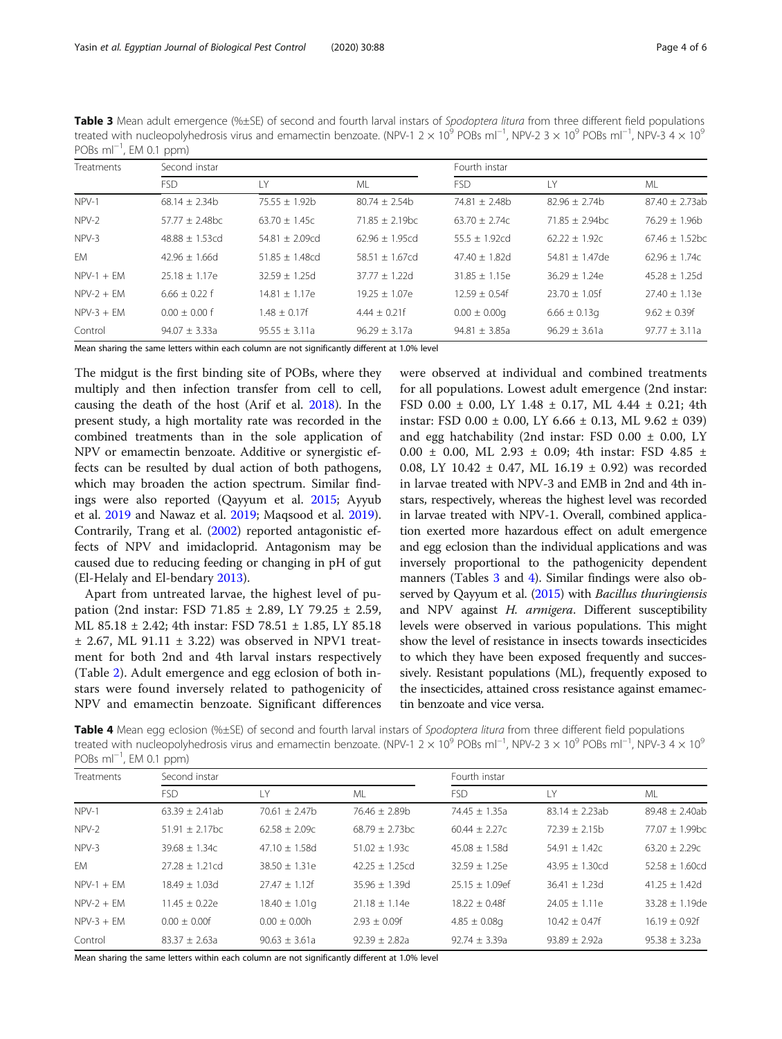**Table 3** Mean adult emergence (%±SE) of second and fourth larval instars of *Spodoptera litura* from three different field populations treated with nucleopolyhedrosis virus and emamectin benzoate. (NPV-1 $2 \times 10^9$ POBs ml$^{-1}$, NPV-2 $3 \times 10^9$ POBs ml$^{-1}$, NPV-3 $4 \times 10^9$ POBs ml$^{-1}$, EM 0.1 ppm)

| Treatments | Second instar | | | Fourth instar | | |
|---|---|---|---|---|---|---|
| | FSD | LY | ML | FSD | LY | ML |
| NPV-1 | 68.14 ± 2.34b | 75.55 ± 1.92b | 80.74 ± 2.54b | 74.81 ± 2.48b | 82.96 ± 2.74b | 87.40 ± 2.73ab |
| NPV-2 | 57.77 ± 2.48bc | 63.70 ± 1.45c | 71.85 ± 2.19bc | 63.70 ± 2.74c | 71.85 ± 2.94bc | 76.29 ± 1.96b |
| NPV-3 | 48.88 ± 1.53cd | 54.81 ± 2.09cd | 62.96 ± 1.95cd | 55.5 ± 1.92cd | 62.22 ± 1.92c | 67.46 ± 1.52bc |
| EM | 42.96 ± 1.66d | 51.85 ± 1.48cd | 58.51 ± 1.67cd | 47.40 ± 1.82d | 54.81 ± 1.47de | 62.96 ± 1.74c |
| NPV-1 + EM | 25.18 ± 1.17e | 32.59 ± 1.25d | 37.77 ± 1.22d | 31.85 ± 1.15e | 36.29 ± 1.24e | 45.28 ± 1.25d |
| NPV-2 + EM | 6.66 ± 0.22 f | 14.81 ± 1.17e | 19.25 ± 1.07e | 12.59 ± 0.54f | 23.70 ± 1.05f | 27.40 ± 1.13e |
| NPV-3 + EM | 0.00 ± 0.00 f | 1.48 ± 0.17f | 4.44 ± 0.21f | 0.00 ± 0.00g | 6.66 ± 0.13g | 9.62 ± 0.39f |
| Control | 94.07 ± 3.33a | 95.55 ± 3.11a | 96.29 ± 3.17a | 94.81 ± 3.85a | 96.29 ± 3.61a | 97.77 ± 3.11a |

Mean sharing the same letters within each column are not significantly different at 1.0% level

The midgut is the first binding site of POBs, where they multiply and then infection transfer from cell to cell, causing the death of the host (Arif et al. 2018). In the present study, a high mortality rate was recorded in the combined treatments than in the sole application of NPV or emamectin benzoate. Additive or synergistic effects can be resulted by dual action of both pathogens, which may broaden the action spectrum. Similar findings were also reported (Qayyum et al. 2015; Ayyub et al. 2019 and Nawaz et al. 2019; Maqsood et al. 2019). Contrarily, Trang et al. (2002) reported antagonistic effects of NPV and imidacloprid. Antagonism may be caused due to reducing feeding or changing in pH of gut (El-Helaly and El-bendary 2013).

Apart from untreated larvae, the highest level of pupation (2nd instar: FSD 71.85 ± 2.89, LY 79.25 ± 2.59, ML 85.18 ± 2.42; 4th instar: FSD 78.51 ± 1.85, LY 85.18 ± 2.67, ML 91.11 ± 3.22) was observed in NPV1 treatment for both 2nd and 4th larval instars respectively (Table 2). Adult emergence and egg eclosion of both instars were found inversely related to pathogenicity of NPV and emamectin benzoate. Significant differences were observed at individual and combined treatments for all populations. Lowest adult emergence (2nd instar: FSD 0.00 ± 0.00, LY 1.48 ± 0.17, ML 4.44 ± 0.21; 4th instar: FSD 0.00 ± 0.00, LY 6.66 ± 0.13, ML 9.62 ± 039) and egg hatchability (2nd instar: FSD 0.00 ± 0.00, LY 0.00 ± 0.00, ML 2.93 ± 0.09; 4th instar: FSD 4.85 ± 0.08, LY 10.42 ± 0.47, ML 16.19 ± 0.92) was recorded in larvae treated with NPV-3 and EMB in 2nd and 4th instars, respectively, whereas the highest level was recorded in larvae treated with NPV-1. Overall, combined application exerted more hazardous effect on adult emergence and egg eclosion than the individual applications and was inversely proportional to the pathogenicity dependent manners (Tables 3 and 4). Similar findings were also observed by Qayyum et al. (2015) with *Bacillus thuringiensis* and NPV against *H. armigera*. Different susceptibility levels were observed in various populations. This might show the level of resistance in insects towards insecticides to which they have been exposed frequently and successively. Resistant populations (ML), frequently exposed to the insecticides, attained cross resistance against emamectin benzoate and vice versa.

**Table 4** Mean egg eclosion (%±SE) of second and fourth larval instars of *Spodoptera litura* from three different field populations treated with nucleopolyhedrosis virus and emamectin benzoate. (NPV-1 $2 \times 10^9$ POBs ml$^{-1}$, NPV-2 $3 \times 10^9$ POBs ml$^{-1}$, NPV-3 $4 \times 10^9$ POBs ml$^{-1}$, EM 0.1 ppm)

| Treatments | Second instar | | | Fourth instar | | |
|---|---|---|---|---|---|---|
| | FSD | LY | ML | FSD | LY | ML |
| NPV-1 | 63.39 ± 2.41ab | 70.61 ± 2.47b | 76.46 ± 2.89b | 74.45 ± 1.35a | 83.14 ± 2.23ab | 89.48 ± 2.40ab |
| NPV-2 | 51.91 ± 2.17bc | 62.58 ± 2.09c | 68.79 ± 2.73bc | 60.44 ± 2.27c | 72.39 ± 2.15b | 77.07 ± 1.99bc |
| NPV-3 | 39.68 ± 1.34c | 47.10 ± 1.58d | 51.02 ± 1.93c | 45.08 ± 1.58d | 54.91 ± 1.42c | 63.20 ± 2.29c |
| EM | 27.28 ± 1.21cd | 38.50 ± 1.31e | 42.25 ± 1.25cd | 32.59 ± 1.25e | 43.95 ± 1.30cd | 52.58 ± 1.60cd |
| NPV-1 + EM | 18.49 ± 1.03d | 27.47 ± 1.12f | 35.96 ± 1.39d | 25.15 ± 1.09ef | 36.41 ± 1.23d | 41.25 ± 1.42d |
| NPV-2 + EM | 11.45 ± 0.22e | 18.40 ± 1.01g | 21.18 ± 1.14e | 18.22 ± 0.48f | 24.05 ± 1.11e | 33.28 ± 1.19de |
| NPV-3 + EM | 0.00 ± 0.00f | 0.00 ± 0.00h | 2.93 ± 0.09f | 4.85 ± 0.08g | 10.42 ± 0.47f | 16.19 ± 0.92f |
| Control | 83.37 ± 2.63a | 90.63 ± 3.61a | 92.39 ± 2.82a | 92.74 ± 3.39a | 93.89 ± 2.92a | 95.38 ± 3.23a |

Mean sharing the same letters within each column are not significantly different at 1.0% level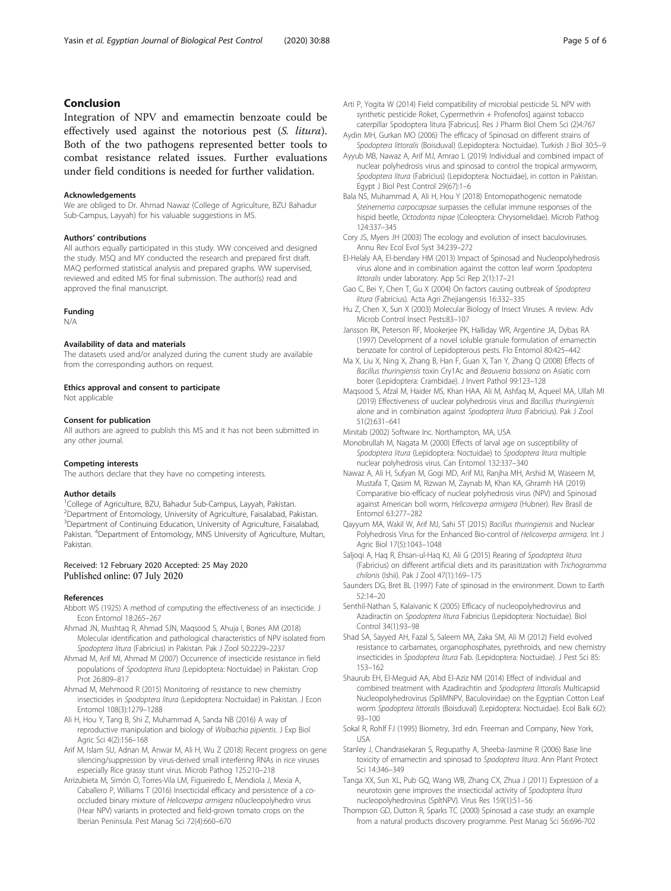## Conclusion

Integration of NPV and emamectin benzoate could be effectively used against the notorious pest (*S. litura*). Both of the two pathogens represented better tools to combat resistance related issues. Further evaluations under field conditions is needed for further validation.

### Acknowledgements

We are obliged to Dr. Ahmad Nawaz (College of Agriculture, BZU Bahadur Sub-Campus, Layyah) for his valuable suggestions in MS.

### Authors' contributions

All authors equally participated in this study. WW conceived and designed the study. MSQ and MY conducted the research and prepared first draft. MAQ performed statistical analysis and prepared graphs. WW supervised, reviewed and edited MS for final submission. The author(s) read and approved the final manuscript.

### Funding

N/A

### Availability of data and materials

The datasets used and/or analyzed during the current study are available from the corresponding authors on request.

### Ethics approval and consent to participate

Not applicable

### Consent for publication

All authors are agreed to publish this MS and it has not been submitted in any other journal.

### Competing interests

The authors declare that they have no competing interests.

### Author details

[1]College of Agriculture, BZU, Bahadur Sub-Campus, Layyah, Pakistan. [2]Department of Entomology, University of Agriculture, Faisalabad, Pakistan. [3]Department of Continuing Education, University of Agriculture, Faisalabad, Pakistan. [4]Department of Entomology, MNS University of Agriculture, Multan, Pakistan.

Received: 12 February 2020 Accepted: 25 May 2020
Published online: 07 July 2020

### References

Abbott WS (1925) A method of computing the effectiveness of an insecticide. J Econ Entomol 18:265–267

Ahmad JN, Mushtaq R, Ahmad SJN, Maqsood S, Ahuja I, Bones AM (2018) Molecular identification and pathological characteristics of NPV isolated from *Spodoptera litura* (Fabricius) in Pakistan. Pak J Zool 50:2229–2237

Ahmad M, Arif MI, Ahmad M (2007) Occurrence of insecticide resistance in field populations of *Spodoptera litura* (Lepidoptera: Noctuidae) in Pakistan. Crop Prot 26:809–817

Ahmad M, Mehmood R (2015) Monitoring of resistance to new chemistry insecticides in *Spodoptera litura* (Lepidoptera: Noctuidae) in Pakistan. J Econ Entomol 108(3):1279–1288

Ali H, Hou Y, Tang B, Shi Z, Muhammad A, Sanda NB (2016) A way of reproductive manipulation and biology of *Wolbachia pipientis*. J Exp Biol Agric Sci 4(2):156–168

Arif M, Islam SU, Adnan M, Anwar M, Ali H, Wu Z (2018) Recent progress on gene silencing/suppression by virus-derived small interfering RNAs in rice viruses especially Rice grassy stunt virus. Microb Pathog 125:210–218

Arrizubieta M, Simón O, Torres-Vila LM, Figueiredo E, Mendiola J, Mexia A, Caballero P, Williams T (2016) Insecticidal efficacy and persistence of a co-occluded binary mixture of *Helicoverpa armigera* n0ucleopolyhedro virus (Hear NPV) variants in protected and field-grown tomato crops on the Iberian Peninsula. Pest Manag Sci 72(4):660–670

Arti P, Yogita W (2014) Field compatibility of microbial pesticide SL NPV with synthetic pesticide Roket, Cypermethrin + Profenofos] against tobacco caterpillar Spodoptera litura [Fabricus]. Res J Pharm Biol Chem Sci (2)4:767

Aydin MH, Gurkan MO (2006) The efficacy of Spinosad on different strains of *Spodoptera littoralis* (Boisduval) (Lepidoptera: Noctuidae). Turkish J Biol 30:5–9

Ayyub MB, Nawaz A, Arif MJ, Amrao L (2019) Individual and combined impact of nuclear polyhedrosis virus and spinosad to control the tropical armyworm, *Spodoptera litura* (Fabricius) (Lepidoptera: Noctuidae), in cotton in Pakistan. Egypt J Biol Pest Control 29(67):1–6

Bala NS, Muhammad A, Ali H, Hou Y (2018) Entomopathogenic nematode *Steinernema carpocapsae* surpasses the cellular immune responses of the hispid beetle, *Octodonta nipae* (Coleoptera: Chrysomelidae). Microb Pathog 124:337–345

Cory JS, Myers JH (2003) The ecology and evolution of insect baculoviruses. Annu Rev Ecol Evol Syst 34:239–272

El-Helaly AA, El-bendary HM (2013) Impact of Spinosad and Nucleopolyhedrosis virus alone and in combination against the cotton leaf worm *Spodoptera littoralis* under laboratory. App Sci Rep 2(1):17–21

Gao C, Bei Y, Chen T, Gu X (2004) On factors causing outbreak of *Spodoptera litura* (Fabricius). Acta Agri Zhejiangensis 16:332–335

Hu Z, Chen X, Sun X (2003) Molecular Biology of Insect Viruses. A review. Adv Microb Control Insect Pests:83–107

Jansson RK, Peterson RF, Mookerjee PK, Halliday WR, Argentine JA, Dybas RA (1997) Development of a novel soluble granule formulation of emamectin benzoate for control of Lepidopterous pests. Flo Entomol 80:425–442

Ma X, Liu X, Ning X, Zhang B, Han F, Guan X, Tan Y, Zhang Q (2008) Effects of *Bacillus thuringiensis* toxin Cry1Ac and *Beauveria bassiana* on Asiatic corn borer (Lepidoptera: Crambidae). J Invert Pathol 99:123–128

Maqsood S, Afzal M, Haider MS, Khan HAA, Ali M, Ashfaq M, Aqueel MA, Ullah MI (2019) Effectiveness of uuclear polyhedrosis virus and *Bacillus thuringiensis* alone and in combination against *Spodoptera litura* (Fabricius). Pak J Zool 51(2):631–641

Minitab (2002) Software Inc. Northampton, MA, USA

Monobrullah M, Nagata M (2000) Effects of larval age on susceptibility of *Spodoptera litura* (Lepidoptera: Noctuidae) to *Spodoptera litura* multiple nuclear polyhedrosis virus. Can Entomol 132:337–340

Nawaz A, Ali H, Sufyan M, Gogi MD, Arif MJ, Ranjha MH, Arshid M, Waseem M, Mustafa T, Qasim M, Rizwan M, Zaynab M, Khan KA, Ghramh HA (2019) Comparative bio-efficacy of nuclear polyhedrosis virus (NPV) and Spinosad against American boll worm, *Helicoverpa armigera* (Hubner). Rev Brasil de Entomol 63:277–282

Qayyum MA, Wakil W, Arif MJ, Sahi ST (2015) *Bacillus thuringiensis* and Nuclear Polyhedrosis Virus for the Enhanced Bio-control of *Helicoverpa armigera*. Int J Agric Biol 17(5):1043–1048

Saljoqi A, Haq R, Ehsan-ul-Haq KJ, Ali G (2015) Rearing of *Spodoptera litura* (Fabricius) on different artificial diets and its parasitization with *Trichogramma chilonis* (Ishii). Pak J Zool 47(1):169–175

Saunders DG, Bret BL (1997) Fate of spinosad in the environment. Down to Earth 52:14–20

Senthil-Nathan S, Kalaivanic K (2005) Efficacy of nucleopolyhedrovirus and Azadirachtin on *Spodoptera litura* Fabricius (Lepidoptera: Noctuidae). Biol Control 34(1):93–98

Shad SA, Sayyed AH, Fazal S, Saleem MA, Zaka SM, Ali M (2012) Field evolved resistance to carbamates, organophosphates, pyrethroids, and new chemistry insecticides in *Spodoptera litura* Fab. (Lepidoptera: Noctuidae). J Pest Sci 85: 153–162

Shaurub EH, El-Meguid AA, Abd El-Aziz NM (2014) Effect of individual and combined treatment with Azadirachtin and *Spodoptera littoralis* Multicapsid Nucleopolyhedrovirus (SpliMNPV, Baculoviridae) on the Egyptian Cotton Leaf worm *Spodoptera littoralis* (Boisduval) (Lepidoptera: Noctuidae). Ecol Balk 6(2): 93–100

Sokal R, Rohlf FJ (1995) Biometry, 3rd edn. Freeman and Company, New York, USA

Stanley J, Chandrasekaran S, Regupathy A, Sheeba-Jasmine R (2006) Base line toxicity of emamectin and spinosad to *Spodoptera litura*. Ann Plant Protect Sci 14:346–349

Tanga XX, Sun XL, Pub GQ, Wang WB, Zhang CX, Zhua J (2011) Expression of a neurotoxin gene improves the insecticidal activity of *Spodoptera litura* nucleopolyhedrovirus (SpltNPV). Virus Res 159(1):51–56

Thompson GD, Dutton R, Sparks TC (2000) Spinosad a case study: an example from a natural products discovery programme. Pest Manag Sci 56:696-702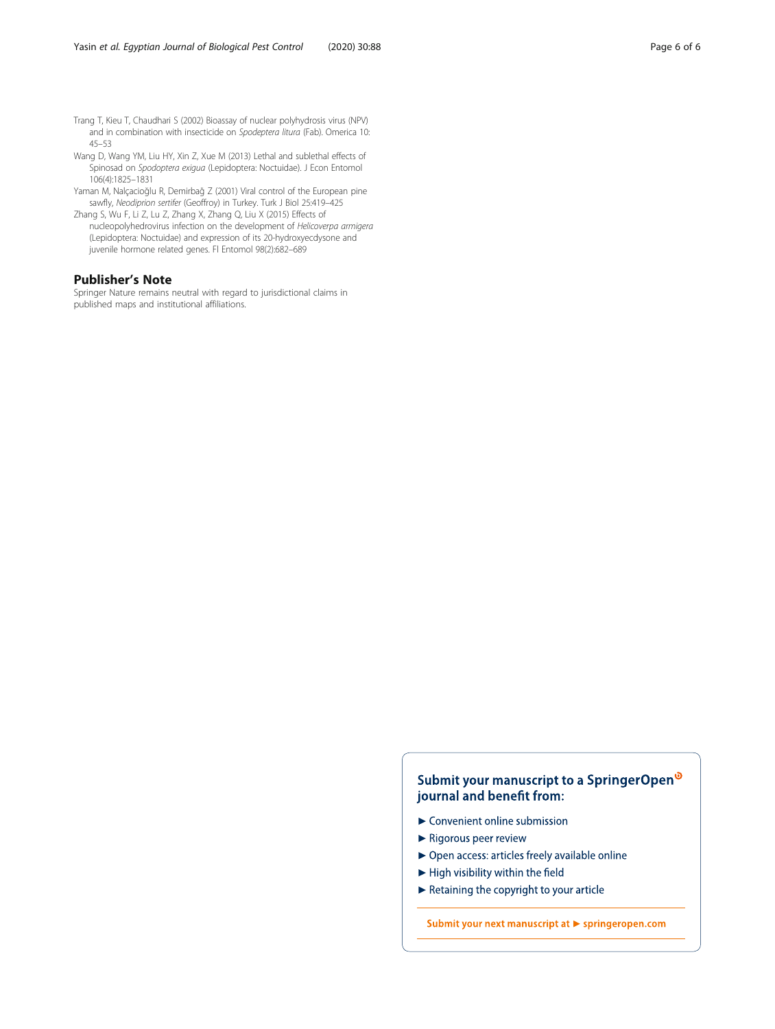Trang T, Kieu T, Chaudhari S (2002) Bioassay of nuclear polyhydrosis virus (NPV) and in combination with insecticide on *Spodeptera litura* (Fab). Omerica 10: 45–53

Wang D, Wang YM, Liu HY, Xin Z, Xue M (2013) Lethal and sublethal effects of Spinosad on *Spodoptera exigua* (Lepidoptera: Noctuidae). J Econ Entomol 106(4):1825–1831

Yaman M, Nalçacioğlu R, Demirbağ Z (2001) Viral control of the European pine sawfly, *Neodiprion sertifer* (Geoffroy) in Turkey. Turk J Biol 25:419–425

Zhang S, Wu F, Li Z, Lu Z, Zhang X, Zhang Q, Liu X (2015) Effects of nucleopolyhedrovirus infection on the development of *Helicoverpa armigera* (Lepidoptera: Noctuidae) and expression of its 20-hydroxyecdysone and juvenile hormone related genes. Fl Entomol 98(2):682–689

## Publisher's Note

Springer Nature remains neutral with regard to jurisdictional claims in published maps and institutional affiliations.

**Submit your manuscript to a SpringerOpen journal and benefit from:**

- ► Convenient online submission
- ► Rigorous peer review
- ► Open access: articles freely available online
- ► High visibility within the field
- ► Retaining the copyright to your article

**Submit your next manuscript at ► springeropen.com**